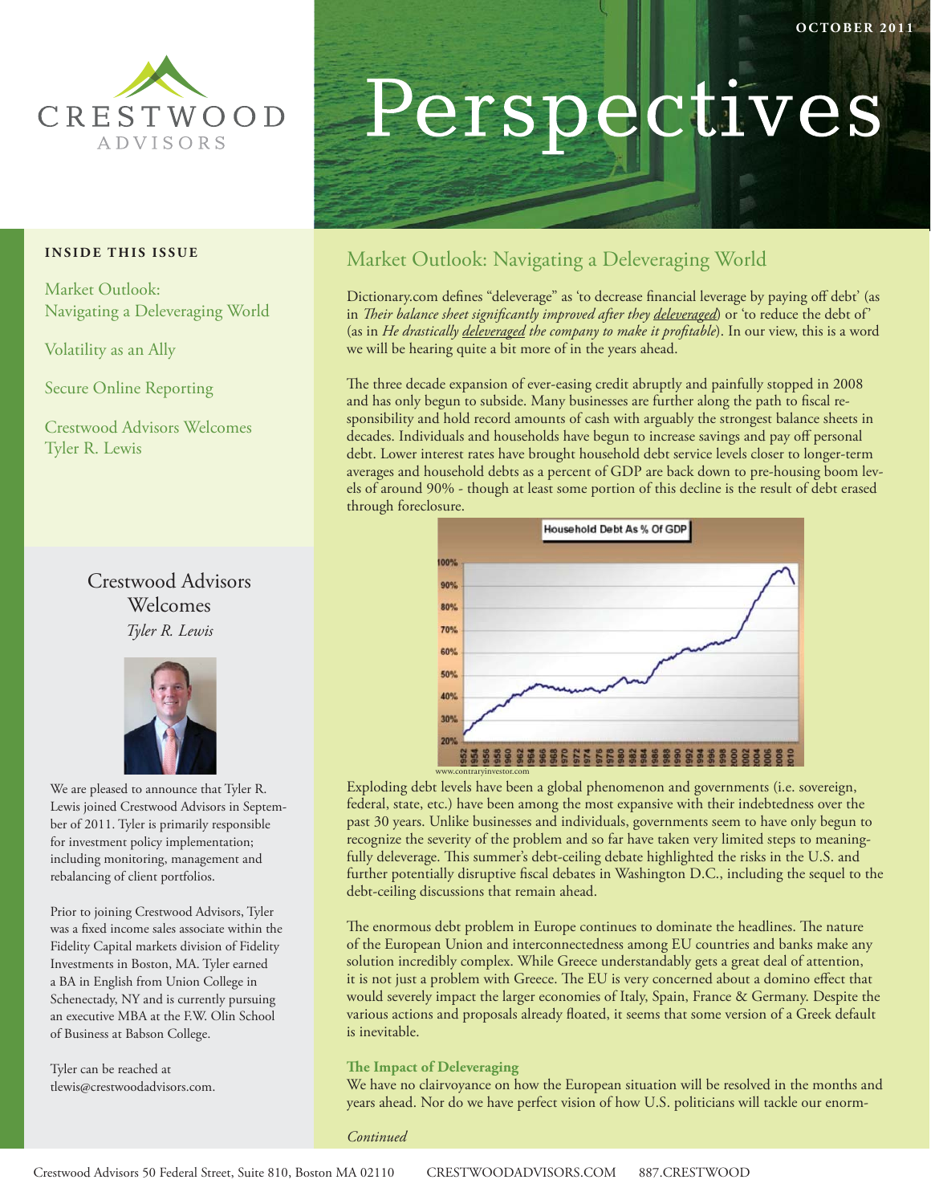CRESTWOOD ADVISORS

OCTOBER 2011

# Perspectives

**INSIDE THIS ISSUE**

- Market Outlook: Navigating a Deleveraging World
- Volatility as an Ally
- Secure Online Reporting
- Crestwood Advisors Welcomes Tyler R. Lewis

## Market Outlook: Navigating a Deleveraging World

Dictionary.com defines "deleverage" as 'to decrease financial leverage by paying off debt' (as in *Their balance sheet significantly improved after they deleveraged*) or 'to reduce the debt of' (as in *He drastically deleveraged the company to make it profitable*). In our view, this is a word we will be hearing quite a bit more of in the years ahead.

The three decade expansion of ever-easing credit abruptly and painfully stopped in 2008 and has only begun to subside. Many businesses are further along the path to fiscal responsibility and hold record amounts of cash with arguably the strongest balance sheets in decades. Individuals and households have begun to increase savings and pay off personal debt. Lower interest rates have brought household debt service levels closer to longer-term averages and household debts as a percent of GDP are back down to pre-housing boom levels of around 90% - though at least some portion of this decline is the result of debt erased through foreclosure.

Household Debt As % Of GDP

www.contraryinvestor.com

Exploding debt levels have been a global phenomenon and governments (i.e. sovereign, federal, state, etc.) have been among the most expansive with their indebtedness over the past 30 years. Unlike businesses and individuals, governments seem to have only begun to recognize the severity of the problem and so far have taken very limited steps to meaningfully deleverage. This summer's debt-ceiling debate highlighted the risks in the U.S. and further potentially disruptive fiscal debates in Washington D.C., including the sequel to the debt-ceiling discussions that remain ahead.

The enormous debt problem in Europe continues to dominate the headlines. The nature of the European Union and interconnectedness among EU countries and banks make any solution incredibly complex. While Greece understandably gets a great deal of attention, it is not just a problem with Greece. The EU is very concerned about a domino effect that would severely impact the larger economies of Italy, Spain, France & Germany. Despite the various actions and proposals already floated, it seems that some version of a Greek default is inevitable.

### The Impact of Deleveraging

We have no clairvoyance on how the European situation will be resolved in the months and years ahead. Nor do we have perfect vision of how U.S. politicians will tackle our enorm-

*Continued*

## Crestwood Advisors Welcomes

*Tyler R. Lewis*

We are pleased to announce that Tyler R. Lewis joined Crestwood Advisors in September of 2011. Tyler is primarily responsible for investment policy implementation; including monitoring, management and rebalancing of client portfolios.

Prior to joining Crestwood Advisors, Tyler was a fixed income sales associate within the Fidelity Capital markets division of Fidelity Investments in Boston, MA. Tyler earned a BA in English from Union College in Schenectady, NY and is currently pursuing an executive MBA at the F.W. Olin School of Business at Babson College.

Tyler can be reached at tlewis@crestwoodadvisors.com.

Crestwood Advisors 50 Federal Street, Suite 810, Boston MA 02110 CRESTWOODADVISORS.COM 887.CRESTWOOD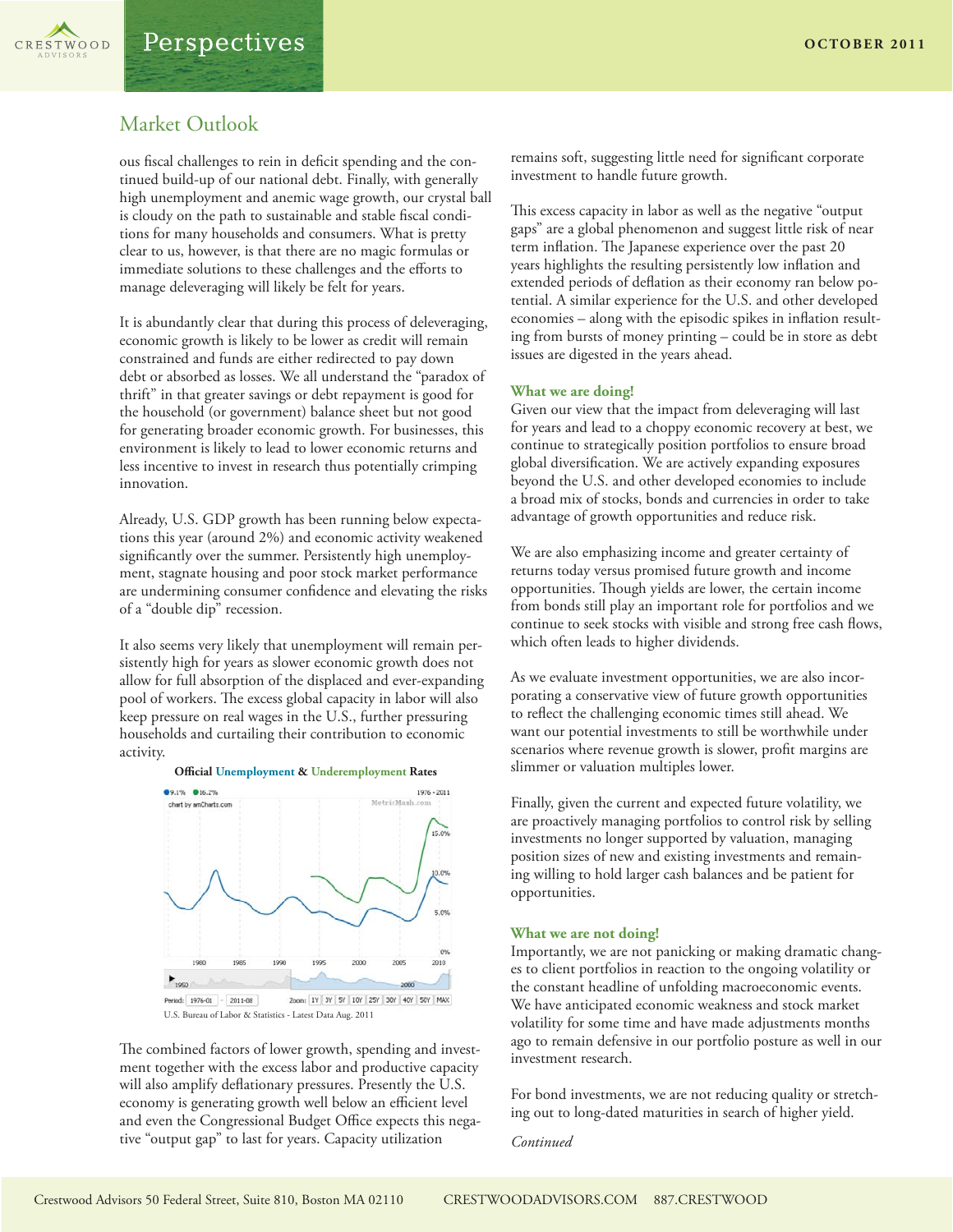## Market Outlook

ous fiscal challenges to rein in deficit spending and the continued build-up of our national debt. Finally, with generally high unemployment and anemic wage growth, our crystal ball is cloudy on the path to sustainable and stable fiscal conditions for many households and consumers. What is pretty clear to us, however, is that there are no magic formulas or immediate solutions to these challenges and the efforts to manage deleveraging will likely be felt for years.

It is abundantly clear that during this process of deleveraging, economic growth is likely to be lower as credit will remain constrained and funds are either redirected to pay down debt or absorbed as losses. We all understand the "paradox of thrift" in that greater savings or debt repayment is good for the household (or government) balance sheet but not good for generating broader economic growth. For businesses, this environment is likely to lead to lower economic returns and less incentive to invest in research thus potentially crimping innovation.

Already, U.S. GDP growth has been running below expectations this year (around 2%) and economic activity weakened significantly over the summer. Persistently high unemployment, stagnate housing and poor stock market performance are undermining consumer confidence and elevating the risks of a "double dip" recession.

It also seems very likely that unemployment will remain persistently high for years as slower economic growth does not allow for full absorption of the displaced and ever-expanding pool of workers. The excess global capacity in labor will also keep pressure on real wages in the U.S., further pressuring households and curtailing their contribution to economic activity.

**Official Unemployment & Underemployment Rates**

U.S. Bureau of Labor & Statistics - Latest Data Aug. 2011

The combined factors of lower growth, spending and investment together with the excess labor and productive capacity will also amplify deflationary pressures. Presently the U.S. economy is generating growth well below an efficient level and even the Congressional Budget Office expects this negative "output gap" to last for years. Capacity utilization remains soft, suggesting little need for significant corporate investment to handle future growth.

This excess capacity in labor as well as the negative "output gaps" are a global phenomenon and suggest little risk of near term inflation. The Japanese experience over the past 20 years highlights the resulting persistently low inflation and extended periods of deflation as their economy ran below potential. A similar experience for the U.S. and other developed economies – along with the episodic spikes in inflation resulting from bursts of money printing – could be in store as debt issues are digested in the years ahead.

### What we are doing!

Given our view that the impact from deleveraging will last for years and lead to a choppy economic recovery at best, we continue to strategically position portfolios to ensure broad global diversification. We are actively expanding exposures beyond the U.S. and other developed economies to include a broad mix of stocks, bonds and currencies in order to take advantage of growth opportunities and reduce risk.

We are also emphasizing income and greater certainty of returns today versus promised future growth and income opportunities. Though yields are lower, the certain income from bonds still play an important role for portfolios and we continue to seek stocks with visible and strong free cash flows, which often leads to higher dividends.

As we evaluate investment opportunities, we are also incorporating a conservative view of future growth opportunities to reflect the challenging economic times still ahead. We want our potential investments to still be worthwhile under scenarios where revenue growth is slower, profit margins are slimmer or valuation multiples lower.

Finally, given the current and expected future volatility, we are proactively managing portfolios to control risk by selling investments no longer supported by valuation, managing position sizes of new and existing investments and remaining willing to hold larger cash balances and be patient for opportunities.

### What we are not doing!

Importantly, we are not panicking or making dramatic changes to client portfolios in reaction to the ongoing volatility or the constant headline of unfolding macroeconomic events. We have anticipated economic weakness and stock market volatility for some time and have made adjustments months ago to remain defensive in our portfolio posture as well in our investment research.

For bond investments, we are not reducing quality or stretching out to long-dated maturities in search of higher yield.

*Continued*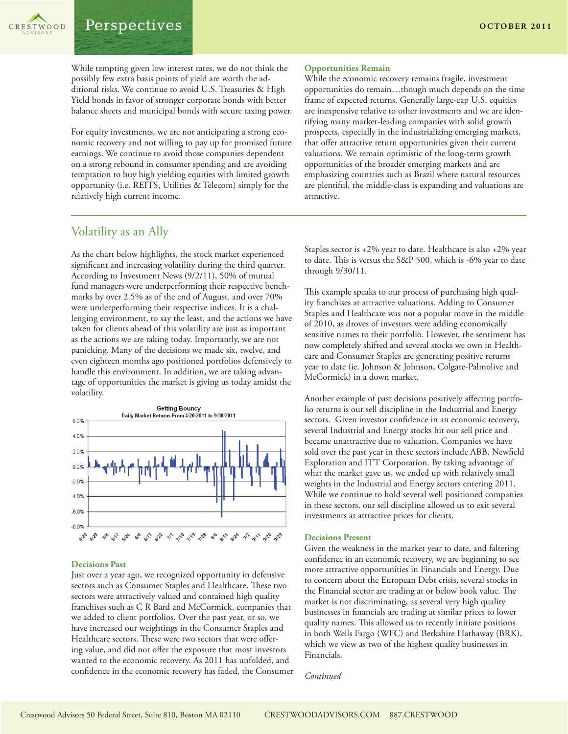While tempting given low interest rates, we do not think the possibly few extra basis points of yield are worth the additional risks. We continue to avoid U.S. Treasuries & High Yield bonds in favor of stronger corporate bonds with better balance sheets and municipal bonds with secure taxing power.

For equity investments, we are not anticipating a strong economic recovery and not willing to pay up for promised future earnings. We continue to avoid those companies dependent on a strong rebound in consumer spending and are avoiding temptation to buy high yielding equities with limited growth opportunity (i.e. REITS, Utilities & Telecom) simply for the relatively high current income.

### Opportunities Remain

While the economic recovery remains fragile, investment opportunities do remain…though much depends on the time frame of expected returns. Generally large-cap U.S. equities are inexpensive relative to other investments and we are identifying many market-leading companies with solid growth prospects, especially in the industrializing emerging markets, that offer attractive return opportunities given their current valuations. We remain optimistic of the long-term growth opportunities of the broader emerging markets and are emphasizing countries such as Brazil where natural resources are plentiful, the middle-class is expanding and valuations are attractive.

## Volatility as an Ally

As the chart below highlights, the stock market experienced significant and increasing volatility during the third quarter. According to Investment News (9/2/11), 50% of mutual fund managers were underperforming their respective benchmarks by over 2.5% as of the end of August, and over 70% were underperforming their respective indices. It is a challenging environment, to say the least, and the actions we have taken for clients ahead of this volatility are just as important as the actions we are taking today. Importantly, we are not panicking. Many of the decisions we made six, twelve, and even eighteen months ago positioned portfolios defensively to handle this environment. In addition, we are taking advantage of opportunities the market is giving us today amidst the volatility.

Getting Bouncy
Daily Market Returns From 4/20/2011 to 9/30/2011

### Decisions Past

Just over a year ago, we recognized opportunity in defensive sectors such as Consumer Staples and Healthcare. These two sectors were attractively valued and contained high quality franchises such as C R Bard and McCormick, companies that we added to client portfolios. Over the past year, or so, we have increased our weightings in the Consumer Staples and Healthcare sectors. These were two sectors that were offering value, and did not offer the exposure that most investors wanted to the economic recovery. As 2011 has unfolded, and confidence in the economic recovery has faded, the Consumer Staples sector is +2% year to date. Healthcare is also +2% year to date. This is versus the S&P 500, which is -6% year to date through 9/30/11.

This example speaks to our process of purchasing high quality franchises at attractive valuations. Adding to Consumer Staples and Healthcare was not a popular move in the middle of 2010, as droves of investors were adding economically sensitive names to their portfolio. However, the sentiment has now completely shifted and several stocks we own in Healthcare and Consumer Staples are generating positive returns year to date (ie. Johnson & Johnson, Colgate-Palmolive and McCormick) in a down market.

Another example of past decisions positively affecting portfolio returns is our sell discipline in the Industrial and Energy sectors. Given investor confidence in an economic recovery, several Industrial and Energy stocks hit our sell price and became unattractive due to valuation. Companies we have sold over the past year in these sectors include ABB, Newfield Exploration and ITT Corporation. By taking advantage of what the market gave us, we ended up with relatively small weights in the Industrial and Energy sectors entering 2011. While we continue to hold several well positioned companies in these sectors, our sell discipline allowed us to exit several investments at attractive prices for clients.

### Decisions Present

Given the weakness in the market year to date, and faltering confidence in an economic recovery, we are beginning to see more attractive opportunities in Financials and Energy. Due to concern about the European Debt crisis, several stocks in the Financial sector are trading at or below book value. The market is not discriminating, as several very high quality businesses in financials are trading at similar prices to lower quality names. This allowed us to recently initiate positions in both Wells Fargo (WFC) and Berkshire Hathaway (BRK), which we view as two of the highest quality businesses in Financials.

*Continued*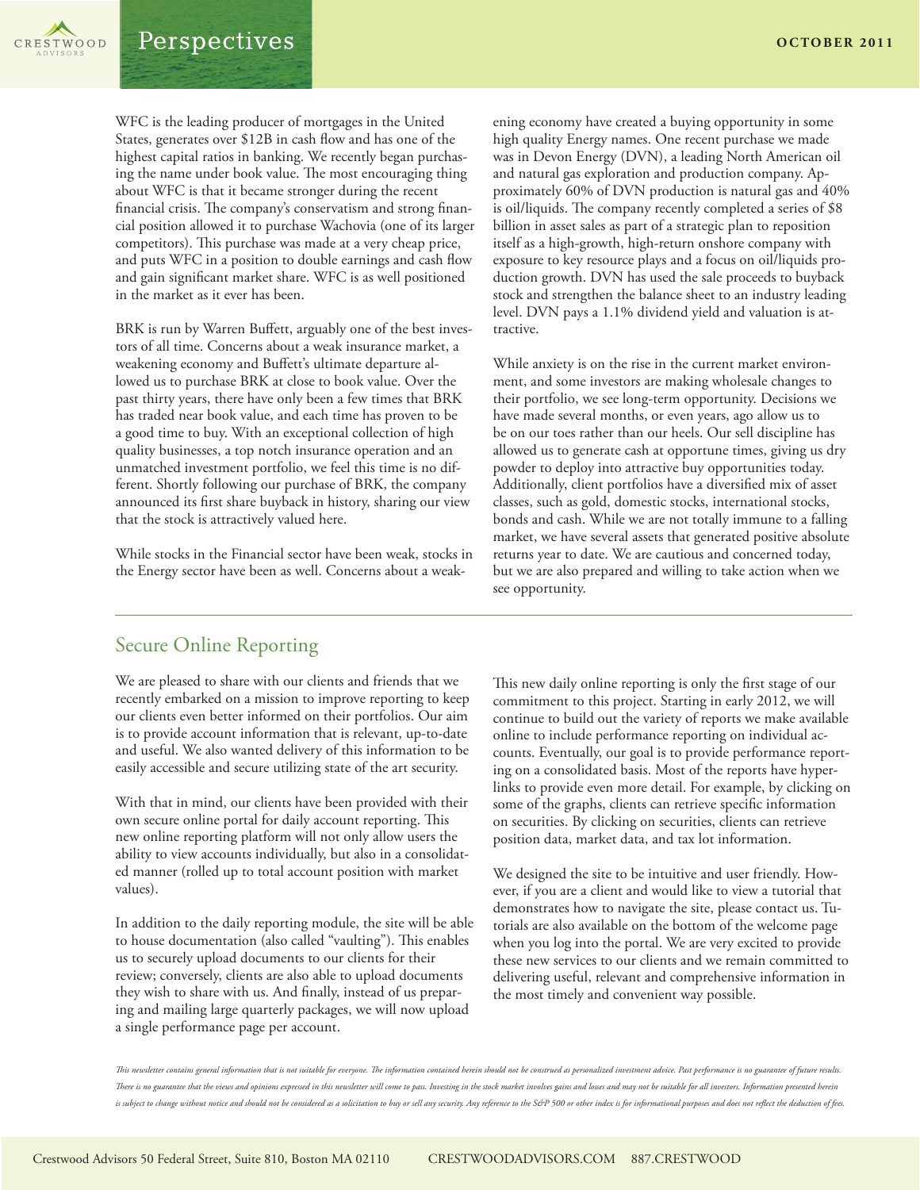WFC is the leading producer of mortgages in the United States, generates over $12B in cash flow and has one of the highest capital ratios in banking. We recently began purchasing the name under book value. The most encouraging thing about WFC is that it became stronger during the recent financial crisis. The company's conservatism and strong financial position allowed it to purchase Wachovia (one of its larger competitors). This purchase was made at a very cheap price, and puts WFC in a position to double earnings and cash flow and gain significant market share. WFC is as well positioned in the market as it ever has been.

BRK is run by Warren Buffett, arguably one of the best investors of all time. Concerns about a weak insurance market, a weakening economy and Buffett's ultimate departure allowed us to purchase BRK at close to book value. Over the past thirty years, there have only been a few times that BRK has traded near book value, and each time has proven to be a good time to buy. With an exceptional collection of high quality businesses, a top notch insurance operation and an unmatched investment portfolio, we feel this time is no different. Shortly following our purchase of BRK, the company announced its first share buyback in history, sharing our view that the stock is attractively valued here.

While stocks in the Financial sector have been weak, stocks in the Energy sector have been as well. Concerns about a weakening economy have created a buying opportunity in some high quality Energy names. One recent purchase we made was in Devon Energy (DVN), a leading North American oil and natural gas exploration and production company. Approximately 60% of DVN production is natural gas and 40% is oil/liquids. The company recently completed a series of $8 billion in asset sales as part of a strategic plan to reposition itself as a high-growth, high-return onshore company with exposure to key resource plays and a focus on oil/liquids production growth. DVN has used the sale proceeds to buyback stock and strengthen the balance sheet to an industry leading level. DVN pays a 1.1% dividend yield and valuation is attractive.

While anxiety is on the rise in the current market environment, and some investors are making wholesale changes to their portfolio, we see long-term opportunity. Decisions we have made several months, or even years, ago allow us to be on our toes rather than our heels. Our sell discipline has allowed us to generate cash at opportune times, giving us dry powder to deploy into attractive buy opportunities today. Additionally, client portfolios have a diversified mix of asset classes, such as gold, domestic stocks, international stocks, bonds and cash. While we are not totally immune to a falling market, we have several assets that generated positive absolute returns year to date. We are cautious and concerned today, but we are also prepared and willing to take action when we see opportunity.

## Secure Online Reporting

We are pleased to share with our clients and friends that we recently embarked on a mission to improve reporting to keep our clients even better informed on their portfolios. Our aim is to provide account information that is relevant, up-to-date and useful. We also wanted delivery of this information to be easily accessible and secure utilizing state of the art security.

With that in mind, our clients have been provided with their own secure online portal for daily account reporting. This new online reporting platform will not only allow users the ability to view accounts individually, but also in a consolidated manner (rolled up to total account position with market values).

In addition to the daily reporting module, the site will be able to house documentation (also called "vaulting"). This enables us to securely upload documents to our clients for their review; conversely, clients are also able to upload documents they wish to share with us. And finally, instead of us preparing and mailing large quarterly packages, we will now upload a single performance page per account.

This new daily online reporting is only the first stage of our commitment to this project. Starting in early 2012, we will continue to build out the variety of reports we make available online to include performance reporting on individual accounts. Eventually, our goal is to provide performance reporting on a consolidated basis. Most of the reports have hyperlinks to provide even more detail. For example, by clicking on some of the graphs, clients can retrieve specific information on securities. By clicking on securities, clients can retrieve position data, market data, and tax lot information.

We designed the site to be intuitive and user friendly. However, if you are a client and would like to view a tutorial that demonstrates how to navigate the site, please contact us. Tutorials are also available on the bottom of the welcome page when you log into the portal. We are very excited to provide these new services to our clients and we remain committed to delivering useful, relevant and comprehensive information in the most timely and convenient way possible.

*This newsletter contains general information that is not suitable for everyone. The information contained herein should not be construed as personalized investment advice. Past performance is no guarantee of future results. There is no guarantee that the views and opinions expressed in this newsletter will come to pass. Investing in the stock market involves gains and losses and may not be suitable for all investors. Information presented herein is subject to change without notice and should not be considered as a solicitation to buy or sell any security. Any reference to the S&P 500 or other index is for informational purposes and does not reflect the deduction of fees.*

Crestwood Advisors 50 Federal Street, Suite 810, Boston MA 02110 CRESTWOODADVISORS.COM 887.CRESTWOOD